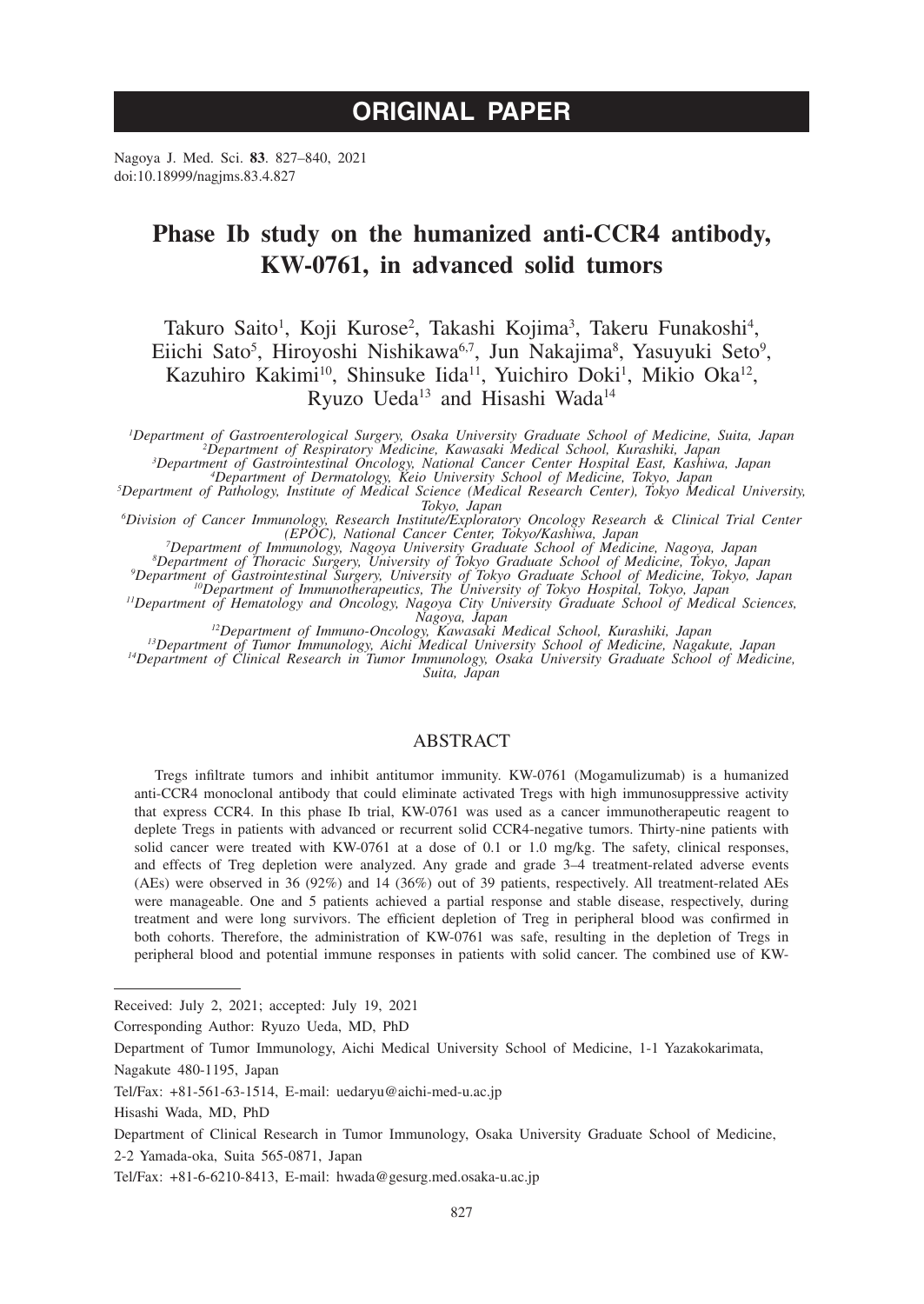ORIGINAL PAPER

# Phase Ib study on the humanized anti-CCR4 antibody, KW-0761, in advanced solid tumors

Takuro Saito[1], Koji Kurose[2], Takashi Kojima[3], Takeru Funakoshi[4], Eiichi Sato[5], Hiroyoshi Nishikawa[6,7], Jun Nakajima[8], Yasuyuki Seto[9], Kazuhiro Kakimi[10], Shinsuke Iida[11], Yuichiro Doki[1], Mikio Oka[12], Ryuzo Ueda[13] and Hisashi Wada[14]

*[1]Department of Gastroenterological Surgery, Osaka University Graduate School of Medicine, Suita, Japan*
*[2]Department of Respiratory Medicine, Kawasaki Medical School, Kurashiki, Japan*
*[3]Department of Gastrointestinal Oncology, National Cancer Center Hospital East, Kashiwa, Japan*
*[4]Department of Dermatology, Keio University School of Medicine, Tokyo, Japan*
*[5]Department of Pathology, Institute of Medical Science (Medical Research Center), Tokyo Medical University, Tokyo, Japan*
*[6]Division of Cancer Immunology, Research Institute/Exploratory Oncology Research & Clinical Trial Center (EPOC), National Cancer Center, Tokyo/Kashiwa, Japan*
*[7]Department of Immunology, Nagoya University Graduate School of Medicine, Nagoya, Japan*
*[8]Department of Thoracic Surgery, University of Tokyo Graduate School of Medicine, Tokyo, Japan*
*[9]Department of Gastrointestinal Surgery, University of Tokyo Graduate School of Medicine, Tokyo, Japan*
*[10]Department of Immunotherapeutics, The University of Tokyo Hospital, Tokyo, Japan*
*[11]Department of Hematology and Oncology, Nagoya City University Graduate School of Medical Sciences, Nagoya, Japan*
*[12]Department of Immuno-Oncology, Kawasaki Medical School, Kurashiki, Japan*
*[13]Department of Tumor Immunology, Aichi Medical University School of Medicine, Nagakute, Japan*
*[14]Department of Clinical Research in Tumor Immunology, Osaka University Graduate School of Medicine, Suita, Japan*

## ABSTRACT

Tregs infiltrate tumors and inhibit antitumor immunity. KW-0761 (Mogamulizumab) is a humanized anti-CCR4 monoclonal antibody that could eliminate activated Tregs with high immunosuppressive activity that express CCR4. In this phase Ib trial, KW-0761 was used as a cancer immunotherapeutic reagent to deplete Tregs in patients with advanced or recurrent solid CCR4-negative tumors. Thirty-nine patients with solid cancer were treated with KW-0761 at a dose of 0.1 or 1.0 mg/kg. The safety, clinical responses, and effects of Treg depletion were analyzed. Any grade and grade 3–4 treatment-related adverse events (AEs) were observed in 36 (92%) and 14 (36%) out of 39 patients, respectively. All treatment-related AEs were manageable. One and 5 patients achieved a partial response and stable disease, respectively, during treatment and were long survivors. The efficient depletion of Treg in peripheral blood was confirmed in both cohorts. Therefore, the administration of KW-0761 was safe, resulting in the depletion of Tregs in peripheral blood and potential immune responses in patients with solid cancer. The combined use of KW-

---

Received: July 2, 2021; accepted: July 19, 2021

Corresponding Author: Ryuzo Ueda, MD, PhD

Department of Tumor Immunology, Aichi Medical University School of Medicine, 1-1 Yazakokarimata, Nagakute 480-1195, Japan

Tel/Fax: +81-561-63-1514, E-mail: uedaryu@aichi-med-u.ac.jp

Hisashi Wada, MD, PhD

Department of Clinical Research in Tumor Immunology, Osaka University Graduate School of Medicine, 2-2 Yamada-oka, Suita 565-0871, Japan

Tel/Fax: +81-6-6210-8413, E-mail: hwada@gesurg.med.osaka-u.ac.jp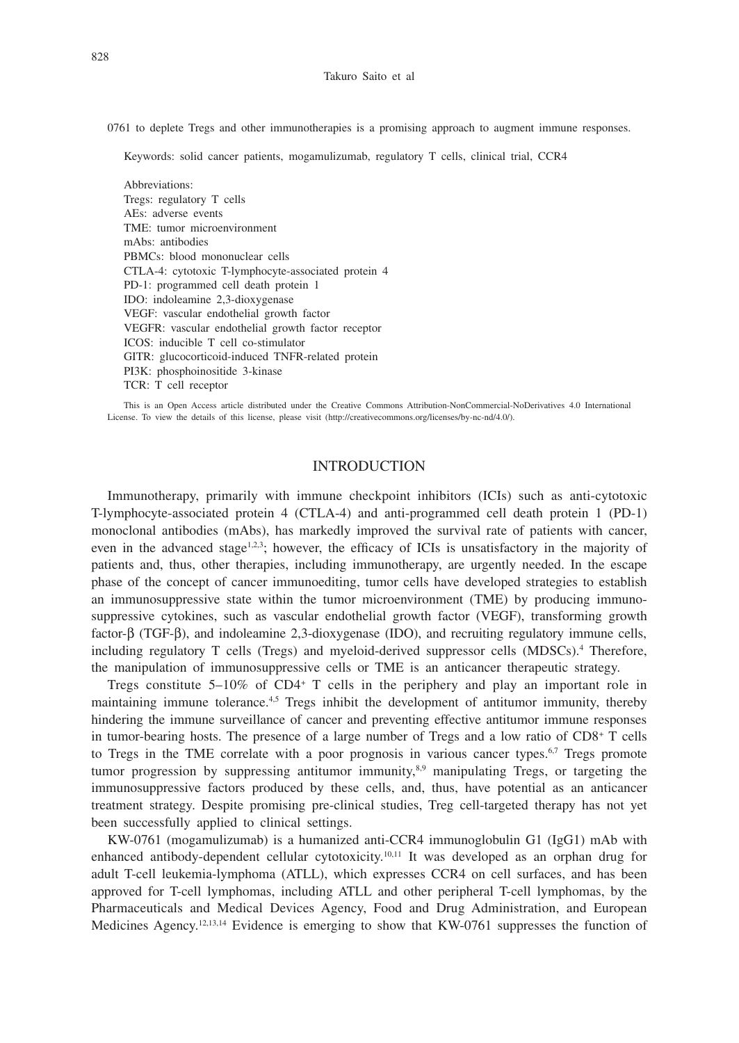0761 to deplete Tregs and other immunotherapies is a promising approach to augment immune responses.

Keywords: solid cancer patients, mogamulizumab, regulatory T cells, clinical trial, CCR4

Abbreviations:
Tregs: regulatory T cells
AEs: adverse events
TME: tumor microenvironment
mAbs: antibodies
PBMCs: blood mononuclear cells
CTLA-4: cytotoxic T-lymphocyte-associated protein 4
PD-1: programmed cell death protein 1
IDO: indoleamine 2,3-dioxygenase
VEGF: vascular endothelial growth factor
VEGFR: vascular endothelial growth factor receptor
ICOS: inducible T cell co-stimulator
GITR: glucocorticoid-induced TNFR-related protein
PI3K: phosphoinositide 3-kinase
TCR: T cell receptor

This is an Open Access article distributed under the Creative Commons Attribution-NonCommercial-NoDerivatives 4.0 International License. To view the details of this license, please visit (http://creativecommons.org/licenses/by-nc-nd/4.0/).

## INTRODUCTION

Immunotherapy, primarily with immune checkpoint inhibitors (ICIs) such as anti-cytotoxic T-lymphocyte-associated protein 4 (CTLA-4) and anti-programmed cell death protein 1 (PD-1) monoclonal antibodies (mAbs), has markedly improved the survival rate of patients with cancer, even in the advanced stage[1,2,3]; however, the efficacy of ICIs is unsatisfactory in the majority of patients and, thus, other therapies, including immunotherapy, are urgently needed. In the escape phase of the concept of cancer immunoediting, tumor cells have developed strategies to establish an immunosuppressive state within the tumor microenvironment (TME) by producing immunosuppressive cytokines, such as vascular endothelial growth factor (VEGF), transforming growth factor-β (TGF-β), and indoleamine 2,3-dioxygenase (IDO), and recruiting regulatory immune cells, including regulatory T cells (Tregs) and myeloid-derived suppressor cells (MDSCs).[4] Therefore, the manipulation of immunosuppressive cells or TME is an anticancer therapeutic strategy.

Tregs constitute 5–10% of $CD4^+$ T cells in the periphery and play an important role in maintaining immune tolerance.[4,5] Tregs inhibit the development of antitumor immunity, thereby hindering the immune surveillance of cancer and preventing effective antitumor immune responses in tumor-bearing hosts. The presence of a large number of Tregs and a low ratio of $CD8^+$ T cells to Tregs in the TME correlate with a poor prognosis in various cancer types.[6,7] Tregs promote tumor progression by suppressing antitumor immunity,[8,9] manipulating Tregs, or targeting the immunosuppressive factors produced by these cells, and, thus, have potential as an anticancer treatment strategy. Despite promising pre-clinical studies, Treg cell-targeted therapy has not yet been successfully applied to clinical settings.

KW-0761 (mogamulizumab) is a humanized anti-CCR4 immunoglobulin G1 (IgG1) mAb with enhanced antibody-dependent cellular cytotoxicity.[10,11] It was developed as an orphan drug for adult T-cell leukemia-lymphoma (ATLL), which expresses CCR4 on cell surfaces, and has been approved for T-cell lymphomas, including ATLL and other peripheral T-cell lymphomas, by the Pharmaceuticals and Medical Devices Agency, Food and Drug Administration, and European Medicines Agency.[12,13,14] Evidence is emerging to show that KW-0761 suppresses the function of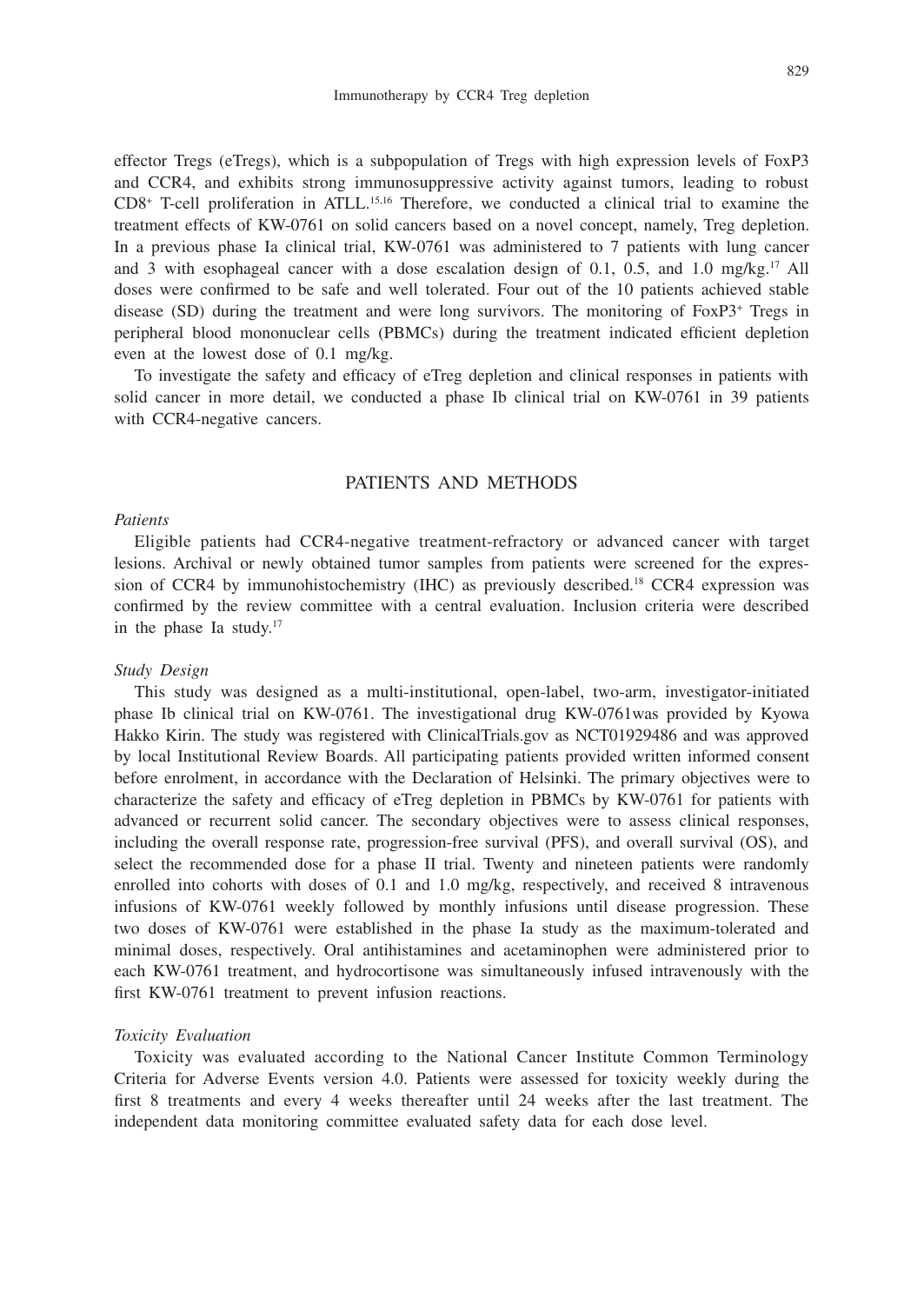effector Tregs (eTregs), which is a subpopulation of Tregs with high expression levels of FoxP3 and CCR4, and exhibits strong immunosuppressive activity against tumors, leading to robust $CD8^+$ T-cell proliferation in ATLL.[15,16] Therefore, we conducted a clinical trial to examine the treatment effects of KW-0761 on solid cancers based on a novel concept, namely, Treg depletion. In a previous phase Ia clinical trial, KW-0761 was administered to 7 patients with lung cancer and 3 with esophageal cancer with a dose escalation design of 0.1, 0.5, and 1.0 mg/kg.[17] All doses were confirmed to be safe and well tolerated. Four out of the 10 patients achieved stable disease (SD) during the treatment and were long survivors. The monitoring of $FoxP3^+$ Tregs in peripheral blood mononuclear cells (PBMCs) during the treatment indicated efficient depletion even at the lowest dose of 0.1 mg/kg.

To investigate the safety and efficacy of eTreg depletion and clinical responses in patients with solid cancer in more detail, we conducted a phase Ib clinical trial on KW-0761 in 39 patients with CCR4-negative cancers.

## PATIENTS AND METHODS

### *Patients*

Eligible patients had CCR4-negative treatment-refractory or advanced cancer with target lesions. Archival or newly obtained tumor samples from patients were screened for the expression of CCR4 by immunohistochemistry (IHC) as previously described.[18] CCR4 expression was confirmed by the review committee with a central evaluation. Inclusion criteria were described in the phase Ia study.[17]

### *Study Design*

This study was designed as a multi-institutional, open-label, two-arm, investigator-initiated phase Ib clinical trial on KW-0761. The investigational drug KW-0761was provided by Kyowa Hakko Kirin. The study was registered with ClinicalTrials.gov as NCT01929486 and was approved by local Institutional Review Boards. All participating patients provided written informed consent before enrolment, in accordance with the Declaration of Helsinki. The primary objectives were to characterize the safety and efficacy of eTreg depletion in PBMCs by KW-0761 for patients with advanced or recurrent solid cancer. The secondary objectives were to assess clinical responses, including the overall response rate, progression-free survival (PFS), and overall survival (OS), and select the recommended dose for a phase II trial. Twenty and nineteen patients were randomly enrolled into cohorts with doses of 0.1 and 1.0 mg/kg, respectively, and received 8 intravenous infusions of KW-0761 weekly followed by monthly infusions until disease progression. These two doses of KW-0761 were established in the phase Ia study as the maximum-tolerated and minimal doses, respectively. Oral antihistamines and acetaminophen were administered prior to each KW-0761 treatment, and hydrocortisone was simultaneously infused intravenously with the first KW-0761 treatment to prevent infusion reactions.

### *Toxicity Evaluation*

Toxicity was evaluated according to the National Cancer Institute Common Terminology Criteria for Adverse Events version 4.0. Patients were assessed for toxicity weekly during the first 8 treatments and every 4 weeks thereafter until 24 weeks after the last treatment. The independent data monitoring committee evaluated safety data for each dose level.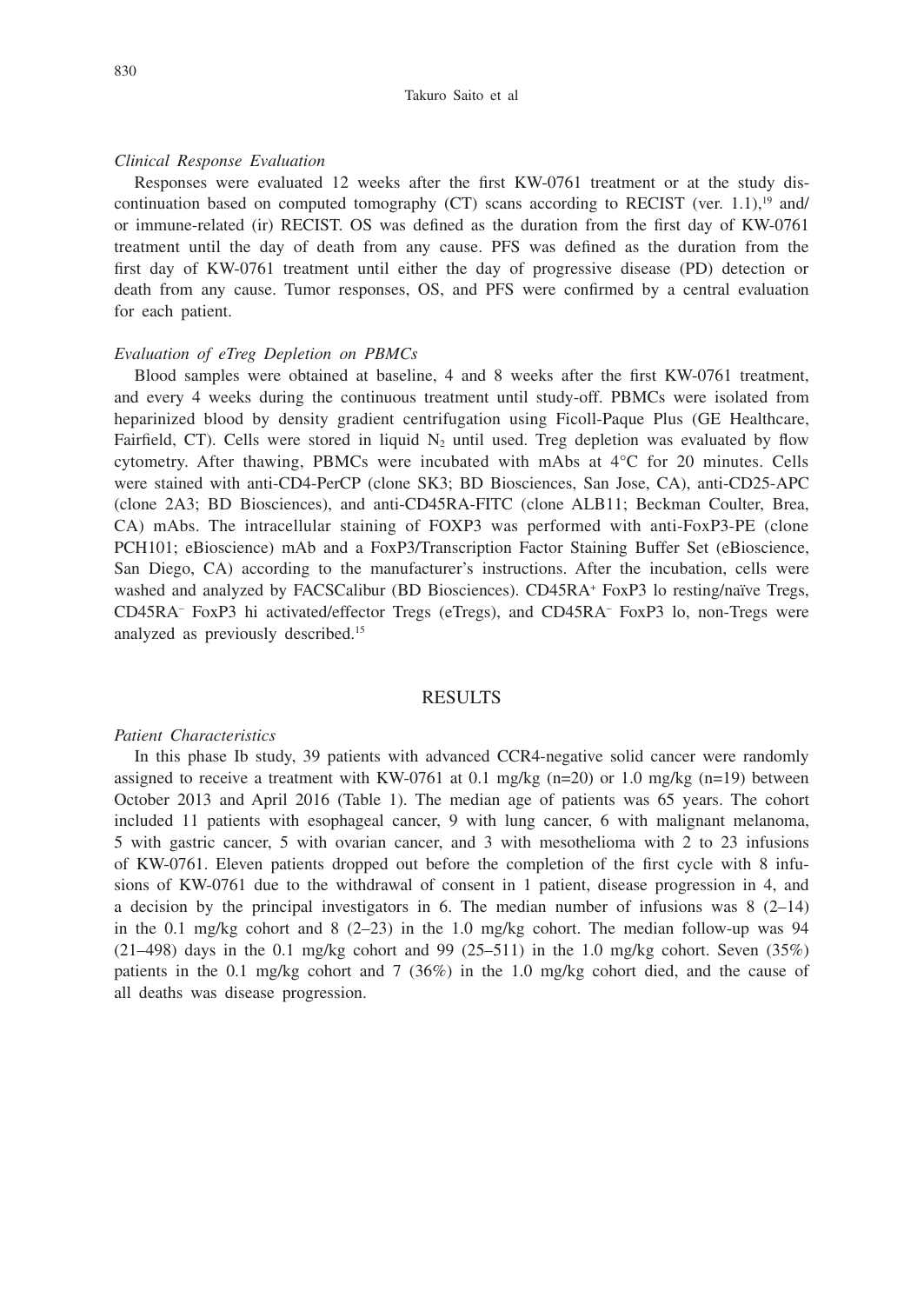*Clinical Response Evaluation*

Responses were evaluated 12 weeks after the first KW-0761 treatment or at the study discontinuation based on computed tomography (CT) scans according to RECIST (ver. 1.1),[19] and/or immune-related (ir) RECIST. OS was defined as the duration from the first day of KW-0761 treatment until the day of death from any cause. PFS was defined as the duration from the first day of KW-0761 treatment until either the day of progressive disease (PD) detection or death from any cause. Tumor responses, OS, and PFS were confirmed by a central evaluation for each patient.

*Evaluation of eTreg Depletion on PBMCs*

Blood samples were obtained at baseline, 4 and 8 weeks after the first KW-0761 treatment, and every 4 weeks during the continuous treatment until study-off. PBMCs were isolated from heparinized blood by density gradient centrifugation using Ficoll-Paque Plus (GE Healthcare, Fairfield, CT). Cells were stored in liquid $N_2$ until used. Treg depletion was evaluated by flow cytometry. After thawing, PBMCs were incubated with mAbs at 4°C for 20 minutes. Cells were stained with anti-CD4-PerCP (clone SK3; BD Biosciences, San Jose, CA), anti-CD25-APC (clone 2A3; BD Biosciences), and anti-CD45RA-FITC (clone ALB11; Beckman Coulter, Brea, CA) mAbs. The intracellular staining of FOXP3 was performed with anti-FoxP3-PE (clone PCH101; eBioscience) mAb and a FoxP3/Transcription Factor Staining Buffer Set (eBioscience, San Diego, CA) according to the manufacturer's instructions. After the incubation, cells were washed and analyzed by FACSCalibur (BD Biosciences). $CD45RA^+$ FoxP3 lo resting/naïve Tregs, $CD45RA^-$ FoxP3 hi activated/effector Tregs (eTregs), and $CD45RA^-$ FoxP3 lo, non-Tregs were analyzed as previously described.[15]

## RESULTS

*Patient Characteristics*

In this phase Ib study, 39 patients with advanced CCR4-negative solid cancer were randomly assigned to receive a treatment with KW-0761 at 0.1 mg/kg (n=20) or 1.0 mg/kg (n=19) between October 2013 and April 2016 (Table 1). The median age of patients was 65 years. The cohort included 11 patients with esophageal cancer, 9 with lung cancer, 6 with malignant melanoma, 5 with gastric cancer, 5 with ovarian cancer, and 3 with mesothelioma with 2 to 23 infusions of KW-0761. Eleven patients dropped out before the completion of the first cycle with 8 infusions of KW-0761 due to the withdrawal of consent in 1 patient, disease progression in 4, and a decision by the principal investigators in 6. The median number of infusions was 8 (2–14) in the 0.1 mg/kg cohort and 8 (2–23) in the 1.0 mg/kg cohort. The median follow-up was 94 (21–498) days in the 0.1 mg/kg cohort and 99 (25–511) in the 1.0 mg/kg cohort. Seven (35%) patients in the 0.1 mg/kg cohort and 7 (36%) in the 1.0 mg/kg cohort died, and the cause of all deaths was disease progression.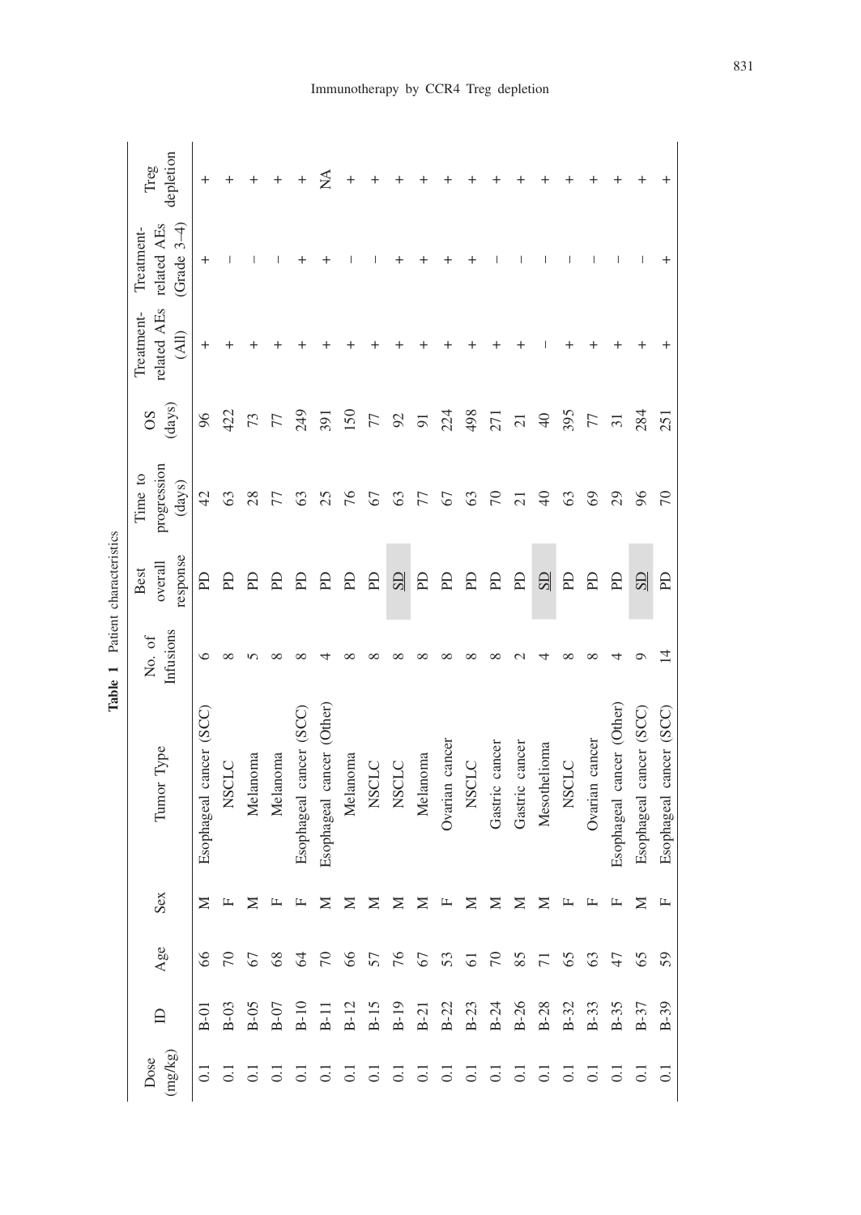**Table 1** Patient characteristics

| Dose (mg/kg) | ID | Age | Sex | Tumor Type | No. of Infusions | Best overall response | Time to progression (days) | OS (days) | Treatment-related AEs (All) | Treatment-related AEs (Grade 3–4) | Treg depletion |
|---|---|---|---|---|---|---|---|---|---|---|---|
| 0.1 | B-01 | 66 | M | Esophageal cancer (SCC) | 6 | PD | 42 | 96 | + | + | + |
| 0.1 | B-03 | 70 | F | NSCLC | 8 | PD | 63 | 422 | + | – | + |
| 0.1 | B-05 | 67 | M | Melanoma | 5 | PD | 28 | 73 | + | – | + |
| 0.1 | B-07 | 68 | F | Melanoma | 8 | PD | 77 | 77 | + | – | + |
| 0.1 | B-10 | 64 | F | Esophageal cancer (SCC) | 8 | PD | 63 | 249 | + | + | + |
| 0.1 | B-11 | 70 | M | Esophageal cancer (Other) | 4 | PD | 25 | 391 | + | + | NA |
| 0.1 | B-12 | 66 | M | Melanoma | 8 | PD | 76 | 150 | + | – | + |
| 0.1 | B-15 | 57 | M | NSCLC | 8 | PD | 67 | 77 | + | – | + |
| 0.1 | B-19 | 76 | M | NSCLC | 8 | SD | 63 | 92 | + | + | + |
| 0.1 | B-21 | 67 | M | Melanoma | 8 | PD | 77 | 91 | + | + | + |
| 0.1 | B-22 | 53 | F | Ovarian cancer | 8 | PD | 67 | 224 | + | + | + |
| 0.1 | B-23 | 61 | M | NSCLC | 8 | PD | 63 | 498 | + | + | + |
| 0.1 | B-24 | 70 | M | Gastric cancer | 8 | PD | 70 | 271 | + | – | + |
| 0.1 | B-26 | 85 | M | Gastric cancer | 2 | PD | 21 | 21 | + | – | + |
| 0.1 | B-28 | 71 | M | Mesothelioma | 4 | SD | 40 | 40 | – | – | + |
| 0.1 | B-32 | 65 | F | NSCLC | 8 | PD | 63 | 395 | + | – | + |
| 0.1 | B-33 | 63 | F | Ovarian cancer | 8 | PD | 69 | 77 | + | – | + |
| 0.1 | B-35 | 47 | F | Esophageal cancer (Other) | 4 | PD | 29 | 31 | + | – | + |
| 0.1 | B-37 | 65 | M | Esophageal cancer (SCC) | 9 | SD | 96 | 284 | + | – | + |
| 0.1 | B-39 | 59 | F | Esophageal cancer (SCC) | 14 | PD | 70 | 251 | + | + | + |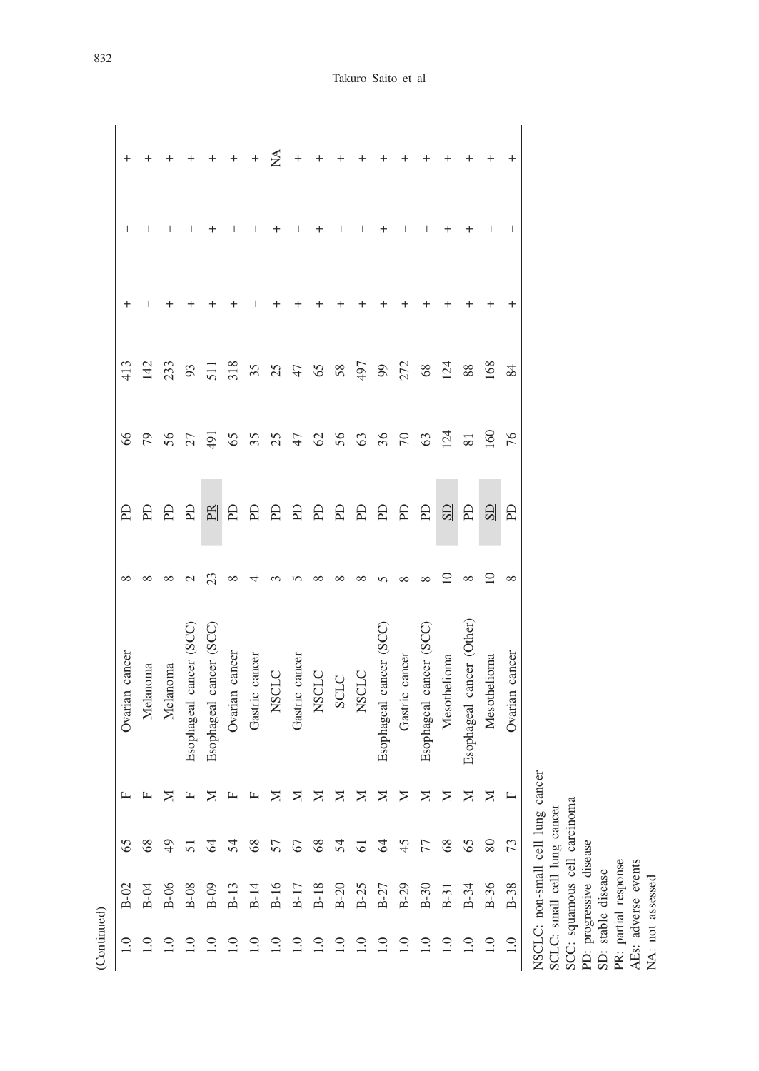(Continued)

| | | | | | | | | | | | |
|---|---|---|---|---|---|---|---|---|---|---|---|
| 1.0 | B-02 | 65 | F | Ovarian cancer | 8 | PD | 66 | 413 | + | – | + |
| 1.0 | B-04 | 68 | F | Melanoma | 8 | PD | 79 | 142 | – | – | + |
| 1.0 | B-06 | 49 | M | Melanoma | 8 | PD | 56 | 233 | + | – | + |
| 1.0 | B-08 | 51 | F | Esophageal cancer (SCC) | 2 | PD | 27 | 93 | + | – | + |
| 1.0 | B-09 | 64 | M | Esophageal cancer (SCC) | 23 | PR | 491 | 511 | + | + | + |
| 1.0 | B-13 | 54 | F | Ovarian cancer | 8 | PD | 65 | 318 | + | – | + |
| 1.0 | B-14 | 68 | F | Gastric cancer | 4 | PD | 35 | 35 | – | – | + |
| 1.0 | B-16 | 57 | M | NSCLC | 3 | PD | 25 | 25 | + | + | NA |
| 1.0 | B-17 | 67 | M | Gastric cancer | 5 | PD | 47 | 47 | + | – | + |
| 1.0 | B-18 | 68 | M | NSCLC | 8 | PD | 62 | 65 | + | + | + |
| 1.0 | B-20 | 54 | M | SCLC | 8 | PD | 56 | 58 | + | – | + |
| 1.0 | B-25 | 61 | M | NSCLC | 8 | PD | 63 | 497 | + | – | + |
| 1.0 | B-27 | 64 | M | Esophageal cancer (SCC) | 5 | PD | 36 | 99 | + | + | + |
| 1.0 | B-29 | 45 | M | Gastric cancer | 8 | PD | 70 | 272 | + | – | + |
| 1.0 | B-30 | 77 | M | Esophageal cancer (SCC) | 8 | PD | 63 | 68 | + | – | + |
| 1.0 | B-31 | 68 | M | Mesothelioma | 10 | SD | 124 | 124 | + | + | + |
| 1.0 | B-34 | 65 | M | Esophageal cancer (Other) | 8 | PD | 81 | 88 | + | + | + |
| 1.0 | B-36 | 80 | M | Mesothelioma | 10 | SD | 160 | 168 | + | – | + |
| 1.0 | B-38 | 73 | F | Ovarian cancer | 8 | PD | 76 | 84 | + | – | + |

NSCLC: non-small cell lung cancer
SCLC: small cell lung cancer
SCC: squamous cell carcinoma
PD: progressive disease
SD: stable disease
PR: partial response
AEs: adverse events
NA: not assessed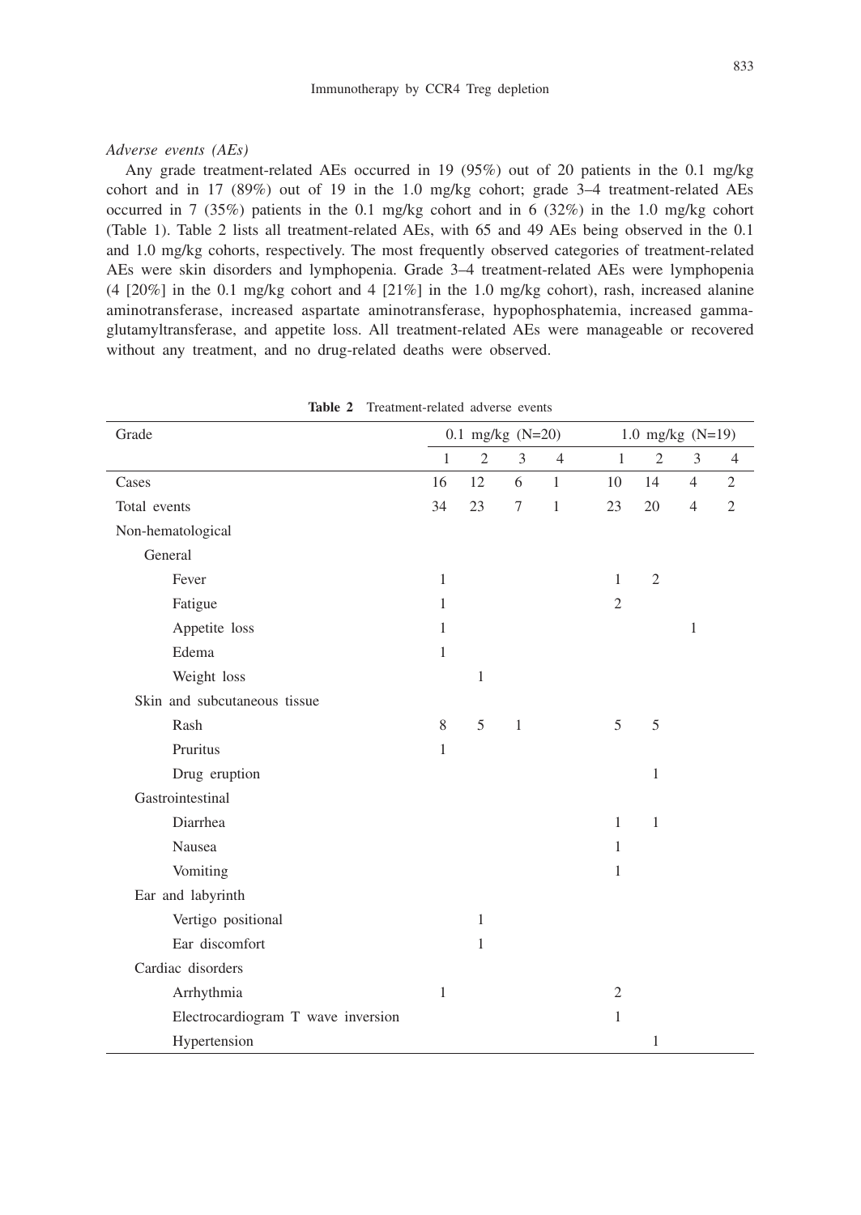*Adverse events (AEs)*

Any grade treatment-related AEs occurred in 19 (95%) out of 20 patients in the 0.1 mg/kg cohort and in 17 (89%) out of 19 in the 1.0 mg/kg cohort; grade 3–4 treatment-related AEs occurred in 7 (35%) patients in the 0.1 mg/kg cohort and in 6 (32%) in the 1.0 mg/kg cohort (Table 1). Table 2 lists all treatment-related AEs, with 65 and 49 AEs being observed in the 0.1 and 1.0 mg/kg cohorts, respectively. The most frequently observed categories of treatment-related AEs were skin disorders and lymphopenia. Grade 3–4 treatment-related AEs were lymphopenia (4 [20%] in the 0.1 mg/kg cohort and 4 [21%] in the 1.0 mg/kg cohort), rash, increased alanine aminotransferase, increased aspartate aminotransferase, hypophosphatemia, increased gamma-glutamyltransferase, and appetite loss. All treatment-related AEs were manageable or recovered without any treatment, and no drug-related deaths were observed.

**Table 2** Treatment-related adverse events

| Grade | 0.1 mg/kg (N=20) | | | | 1.0 mg/kg (N=19) | | | |
|---|---|---|---|---|---|---|---|---|
| | 1 | 2 | 3 | 4 | 1 | 2 | 3 | 4 |
| Cases | 16 | 12 | 6 | 1 | 10 | 14 | 4 | 2 |
| Total events | 34 | 23 | 7 | 1 | 23 | 20 | 4 | 2 |
| Non-hematological | | | | | | | | |
| General | | | | | | | | |
| Fever | 1 | | | | 1 | 2 | | |
| Fatigue | 1 | | | | 2 | | | |
| Appetite loss | 1 | | | | | | 1 | |
| Edema | 1 | | | | | | | |
| Weight loss | | 1 | | | | | | |
| Skin and subcutaneous tissue | | | | | | | | |
| Rash | 8 | 5 | 1 | | 5 | 5 | | |
| Pruritus | 1 | | | | | | | |
| Drug eruption | | | | | | 1 | | |
| Gastrointestinal | | | | | | | | |
| Diarrhea | | | | | 1 | 1 | | |
| Nausea | | | | | 1 | | | |
| Vomiting | | | | | 1 | | | |
| Ear and labyrinth | | | | | | | | |
| Vertigo positional | | 1 | | | | | | |
| Ear discomfort | | 1 | | | | | | |
| Cardiac disorders | | | | | | | | |
| Arrhythmia | 1 | | | | 2 | | | |
| Electrocardiogram T wave inversion | | | | | 1 | | | |
| Hypertension | | | | | | 1 | | |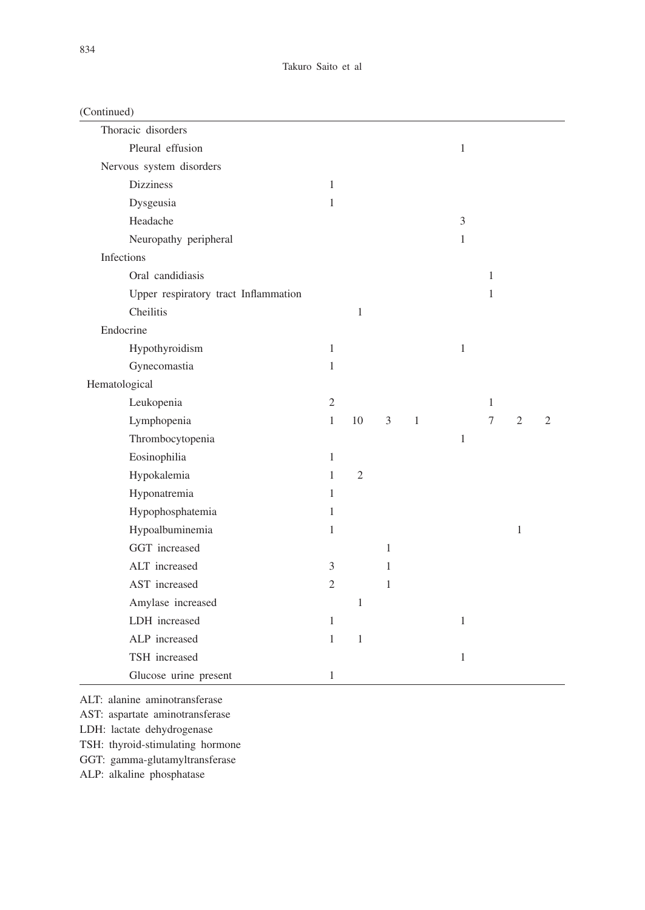(Continued)

| | | | | | | | | | |
|---|---|---|---|---|---|---|---|---|---|
| Thoracic disorders | | | | | | | | | |
| Pleural effusion | | | | | | 1 | | | |
| Nervous system disorders | | | | | | | | | |
| Dizziness | 1 | | | | | | | | |
| Dysgeusia | 1 | | | | | | | | |
| Headache | | | | | | 3 | | | |
| Neuropathy peripheral | | | | | | 1 | | | |
| Infections | | | | | | | | | |
| Oral candidiasis | | | | | | | 1 | | |
| Upper respiratory tract Inflammation | | | | | | | 1 | | |
| Cheilitis | | 1 | | | | | | | |
| Endocrine | | | | | | | | | |
| Hypothyroidism | 1 | | | | | 1 | | | |
| Gynecomastia | 1 | | | | | | | | |
| Hematological | | | | | | | | | |
| Leukopenia | 2 | | | | | | 1 | | |
| Lymphopenia | 1 | 10 | 3 | 1 | | | 7 | 2 | 2 |
| Thrombocytopenia | | | | | | 1 | | | |
| Eosinophilia | 1 | | | | | | | | |
| Hypokalemia | 1 | 2 | | | | | | | |
| Hyponatremia | 1 | | | | | | | | |
| Hypophosphatemia | 1 | | | | | | | | |
| Hypoalbuminemia | 1 | | | | | | | 1 | |
| GGT increased | | | 1 | | | | | | |
| ALT increased | 3 | | 1 | | | | | | |
| AST increased | 2 | | 1 | | | | | | |
| Amylase increased | | 1 | | | | | | | |
| LDH increased | 1 | | | | | 1 | | | |
| ALP increased | 1 | 1 | | | | | | | |
| TSH increased | | | | | | 1 | | | |
| Glucose urine present | 1 | | | | | | | | |

ALT: alanine aminotransferase
AST: aspartate aminotransferase
LDH: lactate dehydrogenase
TSH: thyroid-stimulating hormone
GGT: gamma-glutamyltransferase
ALP: alkaline phosphatase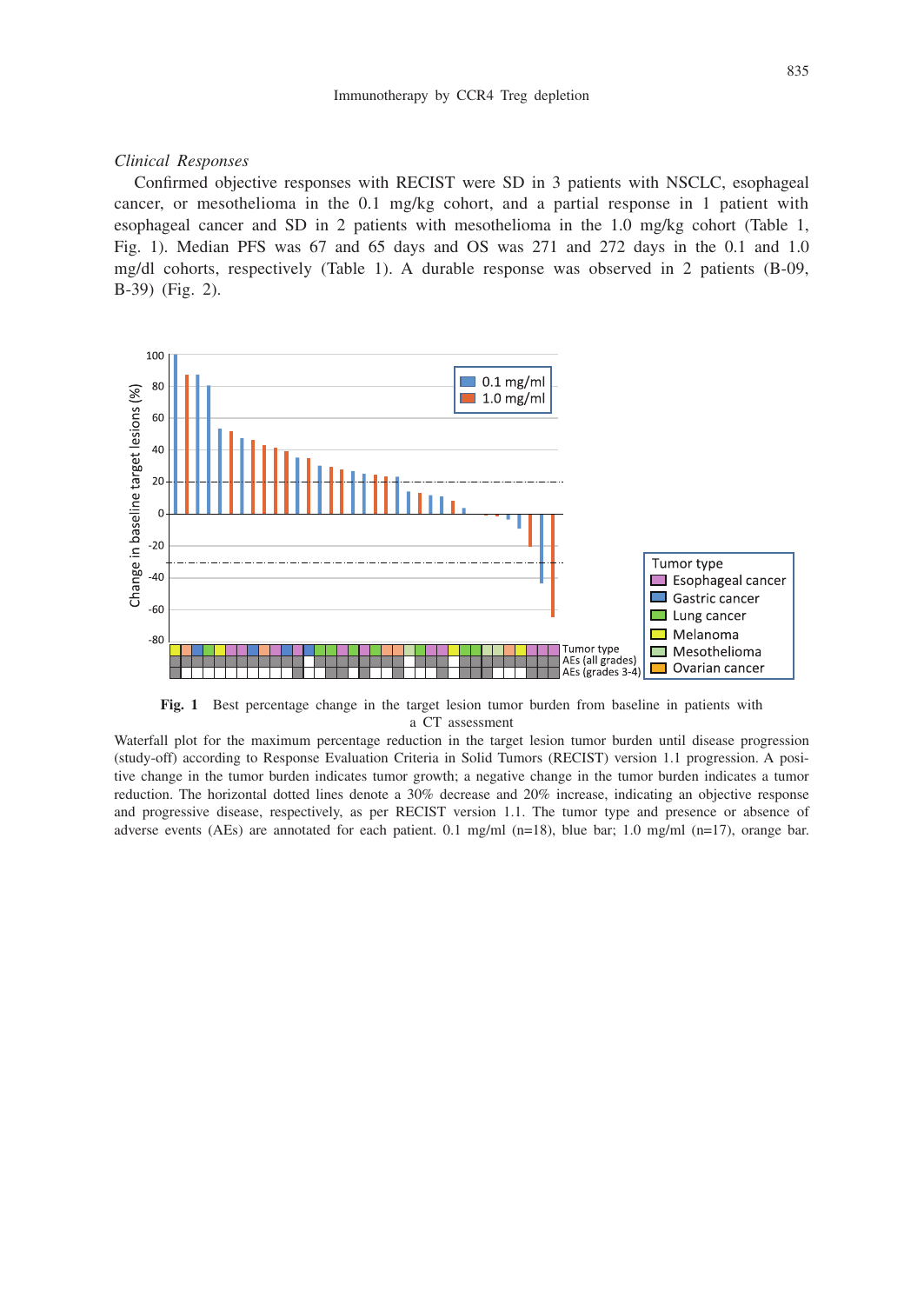*Clinical Responses*

Confirmed objective responses with RECIST were SD in 3 patients with NSCLC, esophageal cancer, or mesothelioma in the 0.1 mg/kg cohort, and a partial response in 1 patient with esophageal cancer and SD in 2 patients with mesothelioma in the 1.0 mg/kg cohort (Table 1, Fig. 1). Median PFS was 67 and 65 days and OS was 271 and 272 days in the 0.1 and 1.0 mg/dl cohorts, respectively (Table 1). A durable response was observed in 2 patients (B-09, B-39) (Fig. 2).

**Fig. 1** Best percentage change in the target lesion tumor burden from baseline in patients with a CT assessment

Waterfall plot for the maximum percentage reduction in the target lesion tumor burden until disease progression (study-off) according to Response Evaluation Criteria in Solid Tumors (RECIST) version 1.1 progression. A positive change in the tumor burden indicates tumor growth; a negative change in the tumor burden indicates a tumor reduction. The horizontal dotted lines denote a 30% decrease and 20% increase, indicating an objective response and progressive disease, respectively, as per RECIST version 1.1. The tumor type and presence or absence of adverse events (AEs) are annotated for each patient. 0.1 mg/ml (n=18), blue bar; 1.0 mg/ml (n=17), orange bar.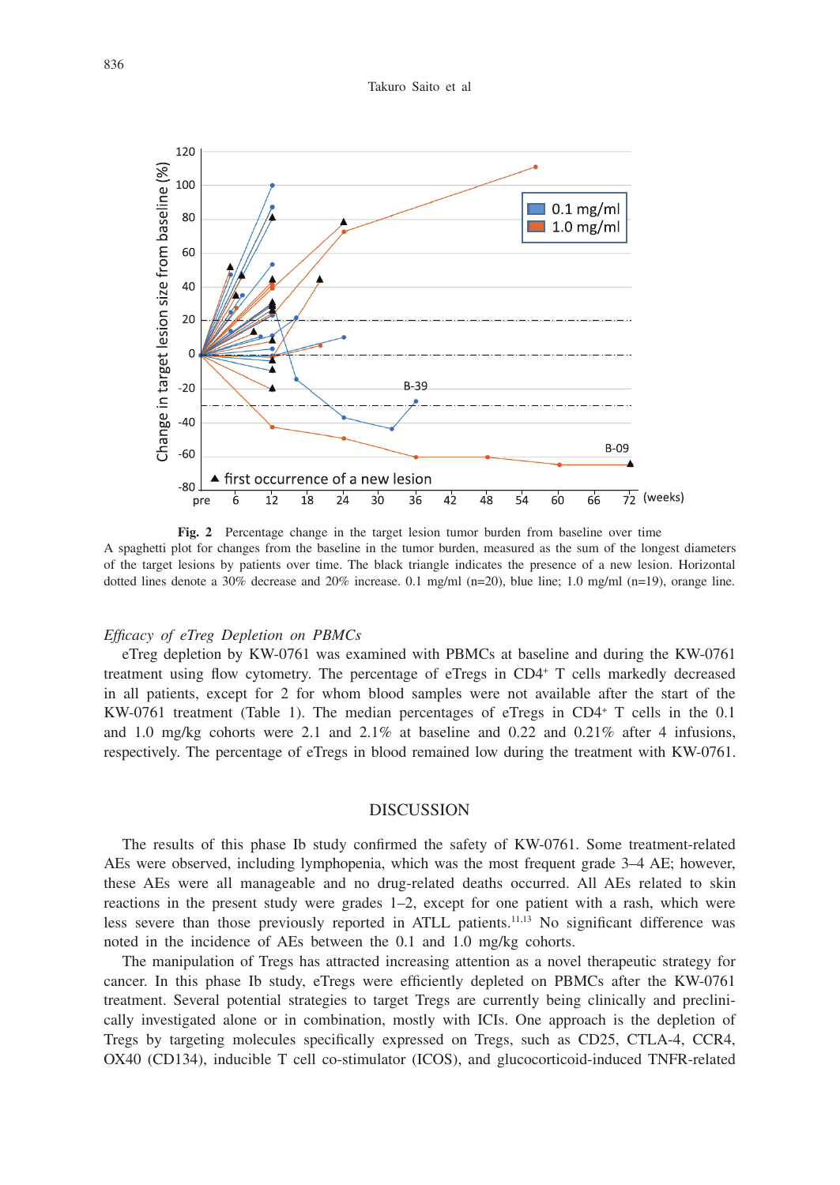**Fig. 2** Percentage change in the target lesion tumor burden from baseline over time

A spaghetti plot for changes from the baseline in the tumor burden, measured as the sum of the longest diameters of the target lesions by patients over time. The black triangle indicates the presence of a new lesion. Horizontal dotted lines denote a 30% decrease and 20% increase. 0.1 mg/ml (n=20), blue line; 1.0 mg/ml (n=19), orange line.

*Efficacy of eTreg Depletion on PBMCs*

eTreg depletion by KW-0761 was examined with PBMCs at baseline and during the KW-0761 treatment using flow cytometry. The percentage of eTregs in $CD4^+$ T cells markedly decreased in all patients, except for 2 for whom blood samples were not available after the start of the KW-0761 treatment (Table 1). The median percentages of eTregs in $CD4^+$ T cells in the 0.1 and 1.0 mg/kg cohorts were 2.1 and 2.1% at baseline and 0.22 and 0.21% after 4 infusions, respectively. The percentage of eTregs in blood remained low during the treatment with KW-0761.

## DISCUSSION

The results of this phase Ib study confirmed the safety of KW-0761. Some treatment-related AEs were observed, including lymphopenia, which was the most frequent grade 3–4 AE; however, these AEs were all manageable and no drug-related deaths occurred. All AEs related to skin reactions in the present study were grades 1–2, except for one patient with a rash, which were less severe than those previously reported in ATLL patients.[11,13] No significant difference was noted in the incidence of AEs between the 0.1 and 1.0 mg/kg cohorts.

The manipulation of Tregs has attracted increasing attention as a novel therapeutic strategy for cancer. In this phase Ib study, eTregs were efficiently depleted on PBMCs after the KW-0761 treatment. Several potential strategies to target Tregs are currently being clinically and preclinically investigated alone or in combination, mostly with ICIs. One approach is the depletion of Tregs by targeting molecules specifically expressed on Tregs, such as CD25, CTLA-4, CCR4, OX40 (CD134), inducible T cell co-stimulator (ICOS), and glucocorticoid-induced TNFR-related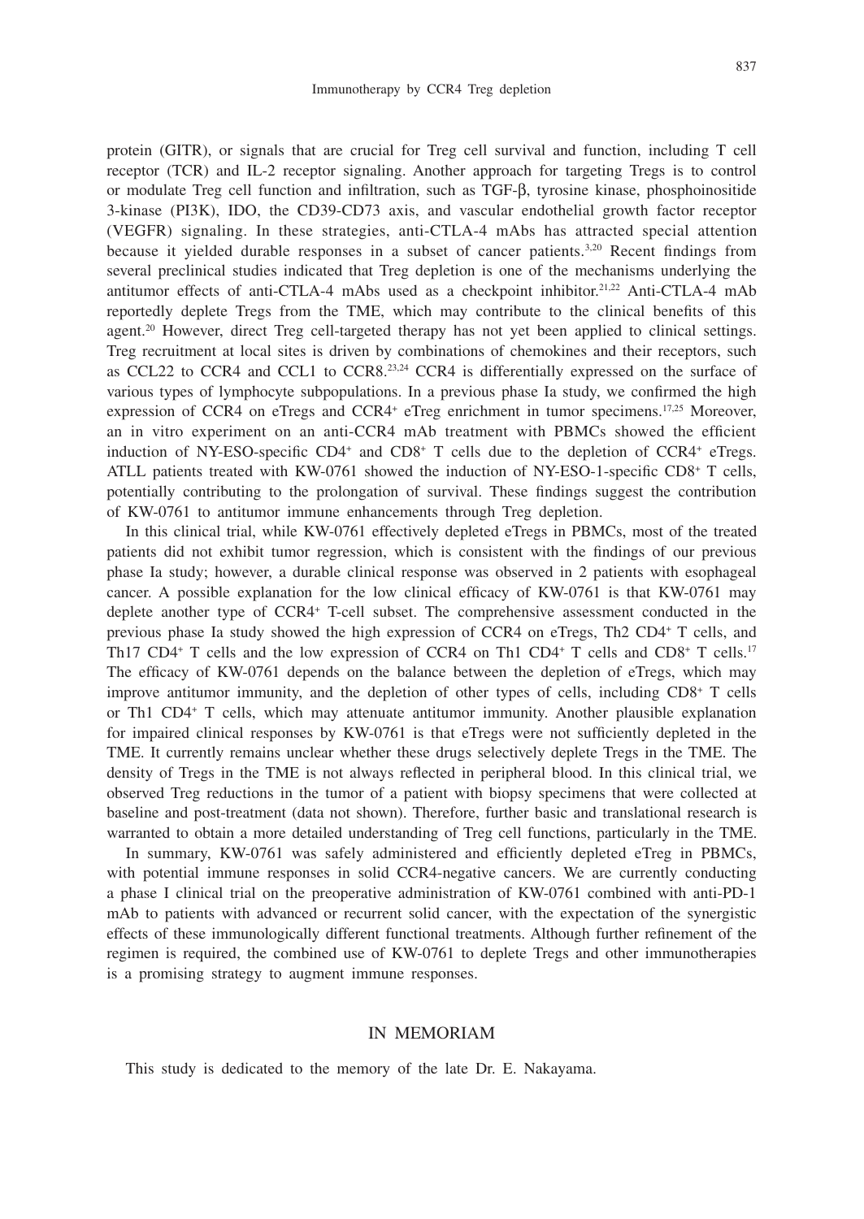protein (GITR), or signals that are crucial for Treg cell survival and function, including T cell receptor (TCR) and IL-2 receptor signaling. Another approach for targeting Tregs is to control or modulate Treg cell function and infiltration, such as TGF-β, tyrosine kinase, phosphoinositide 3-kinase (PI3K), IDO, the CD39-CD73 axis, and vascular endothelial growth factor receptor (VEGFR) signaling. In these strategies, anti-CTLA-4 mAbs has attracted special attention because it yielded durable responses in a subset of cancer patients.[3,20] Recent findings from several preclinical studies indicated that Treg depletion is one of the mechanisms underlying the antitumor effects of anti-CTLA-4 mAbs used as a checkpoint inhibitor.[21,22] Anti-CTLA-4 mAb reportedly deplete Tregs from the TME, which may contribute to the clinical benefits of this agent.[20] However, direct Treg cell-targeted therapy has not yet been applied to clinical settings. Treg recruitment at local sites is driven by combinations of chemokines and their receptors, such as CCL22 to CCR4 and CCL1 to CCR8.[23,24] CCR4 is differentially expressed on the surface of various types of lymphocyte subpopulations. In a previous phase Ia study, we confirmed the high expression of CCR4 on eTregs and $CCR4^+$ eTreg enrichment in tumor specimens.[17,25] Moreover, an in vitro experiment on an anti-CCR4 mAb treatment with PBMCs showed the efficient induction of NY-ESO-specific $CD4^+$ and $CD8^+$ T cells due to the depletion of $CCR4^+$ eTregs. ATLL patients treated with KW-0761 showed the induction of NY-ESO-1-specific $CD8^+$ T cells, potentially contributing to the prolongation of survival. These findings suggest the contribution of KW-0761 to antitumor immune enhancements through Treg depletion.

In this clinical trial, while KW-0761 effectively depleted eTregs in PBMCs, most of the treated patients did not exhibit tumor regression, which is consistent with the findings of our previous phase Ia study; however, a durable clinical response was observed in 2 patients with esophageal cancer. A possible explanation for the low clinical efficacy of KW-0761 is that KW-0761 may deplete another type of $CCR4^+$ T-cell subset. The comprehensive assessment conducted in the previous phase Ia study showed the high expression of CCR4 on eTregs, Th2 $CD4^+$ T cells, and Th17 $CD4^+$ T cells and the low expression of CCR4 on Th1 $CD4^+$ T cells and $CD8^+$ T cells.[17] The efficacy of KW-0761 depends on the balance between the depletion of eTregs, which may improve antitumor immunity, and the depletion of other types of cells, including $CD8^+$ T cells or Th1 $CD4^+$ T cells, which may attenuate antitumor immunity. Another plausible explanation for impaired clinical responses by KW-0761 is that eTregs were not sufficiently depleted in the TME. It currently remains unclear whether these drugs selectively deplete Tregs in the TME. The density of Tregs in the TME is not always reflected in peripheral blood. In this clinical trial, we observed Treg reductions in the tumor of a patient with biopsy specimens that were collected at baseline and post-treatment (data not shown). Therefore, further basic and translational research is warranted to obtain a more detailed understanding of Treg cell functions, particularly in the TME.

In summary, KW-0761 was safely administered and efficiently depleted eTreg in PBMCs, with potential immune responses in solid CCR4-negative cancers. We are currently conducting a phase I clinical trial on the preoperative administration of KW-0761 combined with anti-PD-1 mAb to patients with advanced or recurrent solid cancer, with the expectation of the synergistic effects of these immunologically different functional treatments. Although further refinement of the regimen is required, the combined use of KW-0761 to deplete Tregs and other immunotherapies is a promising strategy to augment immune responses.

## IN MEMORIAM

This study is dedicated to the memory of the late Dr. E. Nakayama.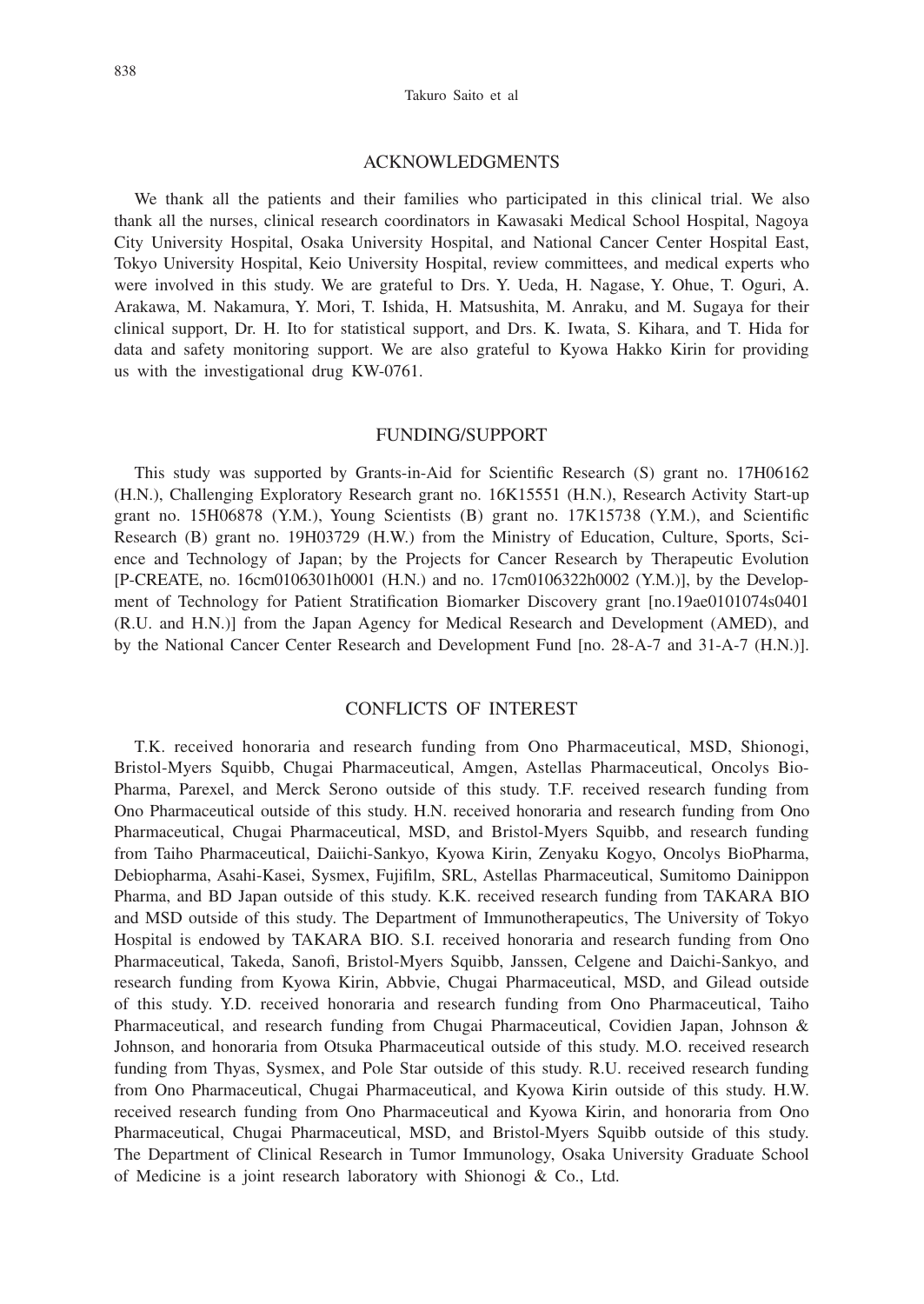## ACKNOWLEDGMENTS

We thank all the patients and their families who participated in this clinical trial. We also thank all the nurses, clinical research coordinators in Kawasaki Medical School Hospital, Nagoya City University Hospital, Osaka University Hospital, and National Cancer Center Hospital East, Tokyo University Hospital, Keio University Hospital, review committees, and medical experts who were involved in this study. We are grateful to Drs. Y. Ueda, H. Nagase, Y. Ohue, T. Oguri, A. Arakawa, M. Nakamura, Y. Mori, T. Ishida, H. Matsushita, M. Anraku, and M. Sugaya for their clinical support, Dr. H. Ito for statistical support, and Drs. K. Iwata, S. Kihara, and T. Hida for data and safety monitoring support. We are also grateful to Kyowa Hakko Kirin for providing us with the investigational drug KW-0761.

## FUNDING/SUPPORT

This study was supported by Grants-in-Aid for Scientific Research (S) grant no. 17H06162 (H.N.), Challenging Exploratory Research grant no. 16K15551 (H.N.), Research Activity Start-up grant no. 15H06878 (Y.M.), Young Scientists (B) grant no. 17K15738 (Y.M.), and Scientific Research (B) grant no. 19H03729 (H.W.) from the Ministry of Education, Culture, Sports, Science and Technology of Japan; by the Projects for Cancer Research by Therapeutic Evolution [P-CREATE, no. 16cm0106301h0001 (H.N.) and no. 17cm0106322h0002 (Y.M.)], by the Development of Technology for Patient Stratification Biomarker Discovery grant [no.19ae0101074s0401 (R.U. and H.N.)] from the Japan Agency for Medical Research and Development (AMED), and by the National Cancer Center Research and Development Fund [no. 28-A-7 and 31-A-7 (H.N.)].

## CONFLICTS OF INTEREST

T.K. received honoraria and research funding from Ono Pharmaceutical, MSD, Shionogi, Bristol-Myers Squibb, Chugai Pharmaceutical, Amgen, Astellas Pharmaceutical, Oncolys BioPharma, Parexel, and Merck Serono outside of this study. T.F. received research funding from Ono Pharmaceutical outside of this study. H.N. received honoraria and research funding from Ono Pharmaceutical, Chugai Pharmaceutical, MSD, and Bristol-Myers Squibb, and research funding from Taiho Pharmaceutical, Daiichi-Sankyo, Kyowa Kirin, Zenyaku Kogyo, Oncolys BioPharma, Debiopharma, Asahi-Kasei, Sysmex, Fujifilm, SRL, Astellas Pharmaceutical, Sumitomo Dainippon Pharma, and BD Japan outside of this study. K.K. received research funding from TAKARA BIO and MSD outside of this study. The Department of Immunotherapeutics, The University of Tokyo Hospital is endowed by TAKARA BIO. S.I. received honoraria and research funding from Ono Pharmaceutical, Takeda, Sanofi, Bristol-Myers Squibb, Janssen, Celgene and Daichi-Sankyo, and research funding from Kyowa Kirin, Abbvie, Chugai Pharmaceutical, MSD, and Gilead outside of this study. Y.D. received honoraria and research funding from Ono Pharmaceutical, Taiho Pharmaceutical, and research funding from Chugai Pharmaceutical, Covidien Japan, Johnson & Johnson, and honoraria from Otsuka Pharmaceutical outside of this study. M.O. received research funding from Thyas, Sysmex, and Pole Star outside of this study. R.U. received research funding from Ono Pharmaceutical, Chugai Pharmaceutical, and Kyowa Kirin outside of this study. H.W. received research funding from Ono Pharmaceutical and Kyowa Kirin, and honoraria from Ono Pharmaceutical, Chugai Pharmaceutical, MSD, and Bristol-Myers Squibb outside of this study. The Department of Clinical Research in Tumor Immunology, Osaka University Graduate School of Medicine is a joint research laboratory with Shionogi & Co., Ltd.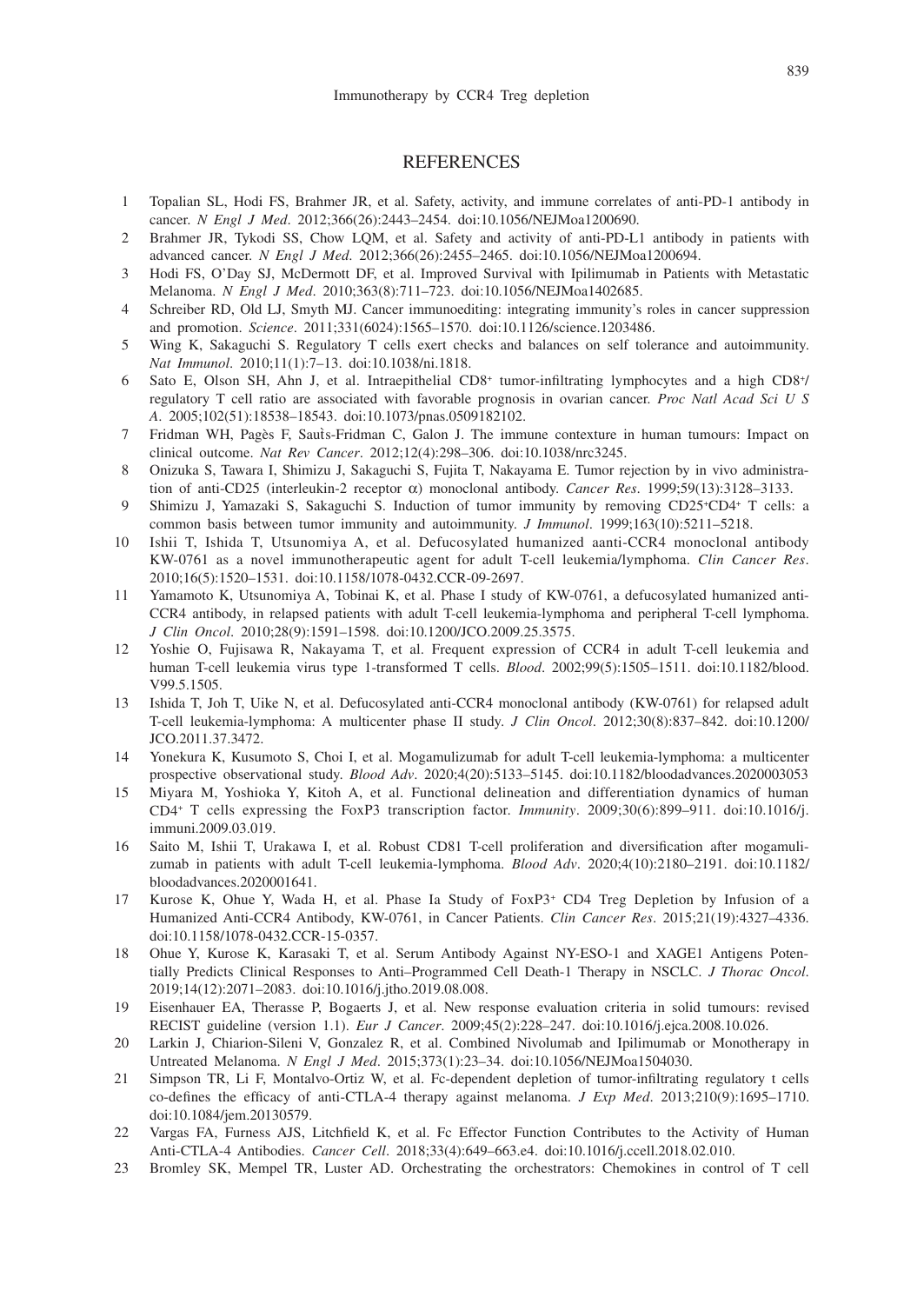## REFERENCES

1. Topalian SL, Hodi FS, Brahmer JR, et al. Safety, activity, and immune correlates of anti-PD-1 antibody in cancer. *N Engl J Med*. 2012;366(26):2443–2454. doi:10.1056/NEJMoa1200690.
2. Brahmer JR, Tykodi SS, Chow LQM, et al. Safety and activity of anti-PD-L1 antibody in patients with advanced cancer. *N Engl J Med*. 2012;366(26):2455–2465. doi:10.1056/NEJMoa1200694.
3. Hodi FS, O'Day SJ, McDermott DF, et al. Improved Survival with Ipilimumab in Patients with Metastatic Melanoma. *N Engl J Med*. 2010;363(8):711–723. doi:10.1056/NEJMoa1402685.
4. Schreiber RD, Old LJ, Smyth MJ. Cancer immunoediting: integrating immunity's roles in cancer suppression and promotion. *Science*. 2011;331(6024):1565–1570. doi:10.1126/science.1203486.
5. Wing K, Sakaguchi S. Regulatory T cells exert checks and balances on self tolerance and autoimmunity. *Nat Immunol*. 2010;11(1):7–13. doi:10.1038/ni.1818.
6. Sato E, Olson SH, Ahn J, et al. Intraepithelial CD8$^+$ tumor-infiltrating lymphocytes and a high CD8$^+$/regulatory T cell ratio are associated with favorable prognosis in ovarian cancer. *Proc Natl Acad Sci U S A*. 2005;102(51):18538–18543. doi:10.1073/pnas.0509182102.
7. Fridman WH, Pagès F, Saut̀s-Fridman C, Galon J. The immune contexture in human tumours: Impact on clinical outcome. *Nat Rev Cancer*. 2012;12(4):298–306. doi:10.1038/nrc3245.
8. Onizuka S, Tawara I, Shimizu J, Sakaguchi S, Fujita T, Nakayama E. Tumor rejection by in vivo administration of anti-CD25 (interleukin-2 receptor α) monoclonal antibody. *Cancer Res*. 1999;59(13):3128–3133.
9. Shimizu J, Yamazaki S, Sakaguchi S. Induction of tumor immunity by removing CD25$^+$CD4$^+$ T cells: a common basis between tumor immunity and autoimmunity. *J Immunol*. 1999;163(10):5211–5218.
10. Ishii T, Ishida T, Utsunomiya A, et al. Defucosylated humanized aanti-CCR4 monoclonal antibody KW-0761 as a novel immunotherapeutic agent for adult T-cell leukemia/lymphoma. *Clin Cancer Res*. 2010;16(5):1520–1531. doi:10.1158/1078-0432.CCR-09-2697.
11. Yamamoto K, Utsunomiya A, Tobinai K, et al. Phase I study of KW-0761, a defucosylated humanized anti-CCR4 antibody, in relapsed patients with adult T-cell leukemia-lymphoma and peripheral T-cell lymphoma. *J Clin Oncol*. 2010;28(9):1591–1598. doi:10.1200/JCO.2009.25.3575.
12. Yoshie O, Fujisawa R, Nakayama T, et al. Frequent expression of CCR4 in adult T-cell leukemia and human T-cell leukemia virus type 1-transformed T cells. *Blood*. 2002;99(5):1505–1511. doi:10.1182/blood.V99.5.1505.
13. Ishida T, Joh T, Uike N, et al. Defucosylated anti-CCR4 monoclonal antibody (KW-0761) for relapsed adult T-cell leukemia-lymphoma: A multicenter phase II study. *J Clin Oncol*. 2012;30(8):837–842. doi:10.1200/JCO.2011.37.3472.
14. Yonekura K, Kusumoto S, Choi I, et al. Mogamulizumab for adult T-cell leukemia-lymphoma: a multicenter prospective observational study. *Blood Adv*. 2020;4(20):5133–5145. doi:10.1182/bloodadvances.2020003053
15. Miyara M, Yoshioka Y, Kitoh A, et al. Functional delineation and differentiation dynamics of human CD4$^+$ T cells expressing the FoxP3 transcription factor. *Immunity*. 2009;30(6):899–911. doi:10.1016/j.immuni.2009.03.019.
16. Saito M, Ishii T, Urakawa I, et al. Robust CD81 T-cell proliferation and diversification after mogamulizumab in patients with adult T-cell leukemia-lymphoma. *Blood Adv*. 2020;4(10):2180–2191. doi:10.1182/bloodadvances.2020001641.
17. Kurose K, Ohue Y, Wada H, et al. Phase Ia Study of FoxP3$^+$ CD4 Treg Depletion by Infusion of a Humanized Anti-CCR4 Antibody, KW-0761, in Cancer Patients. *Clin Cancer Res*. 2015;21(19):4327–4336. doi:10.1158/1078-0432.CCR-15-0357.
18. Ohue Y, Kurose K, Karasaki T, et al. Serum Antibody Against NY-ESO-1 and XAGE1 Antigens Potentially Predicts Clinical Responses to Anti–Programmed Cell Death-1 Therapy in NSCLC. *J Thorac Oncol*. 2019;14(12):2071–2083. doi:10.1016/j.jtho.2019.08.008.
19. Eisenhauer EA, Therasse P, Bogaerts J, et al. New response evaluation criteria in solid tumours: revised RECIST guideline (version 1.1). *Eur J Cancer*. 2009;45(2):228–247. doi:10.1016/j.ejca.2008.10.026.
20. Larkin J, Chiarion-Sileni V, Gonzalez R, et al. Combined Nivolumab and Ipilimumab or Monotherapy in Untreated Melanoma. *N Engl J Med*. 2015;373(1):23–34. doi:10.1056/NEJMoa1504030.
21. Simpson TR, Li F, Montalvo-Ortiz W, et al. Fc-dependent depletion of tumor-infiltrating regulatory t cells co-defines the efficacy of anti-CTLA-4 therapy against melanoma. *J Exp Med*. 2013;210(9):1695–1710. doi:10.1084/jem.20130579.
22. Vargas FA, Furness AJS, Litchfield K, et al. Fc Effector Function Contributes to the Activity of Human Anti-CTLA-4 Antibodies. *Cancer Cell*. 2018;33(4):649–663.e4. doi:10.1016/j.ccell.2018.02.010.
23. Bromley SK, Mempel TR, Luster AD. Orchestrating the orchestrators: Chemokines in control of T cell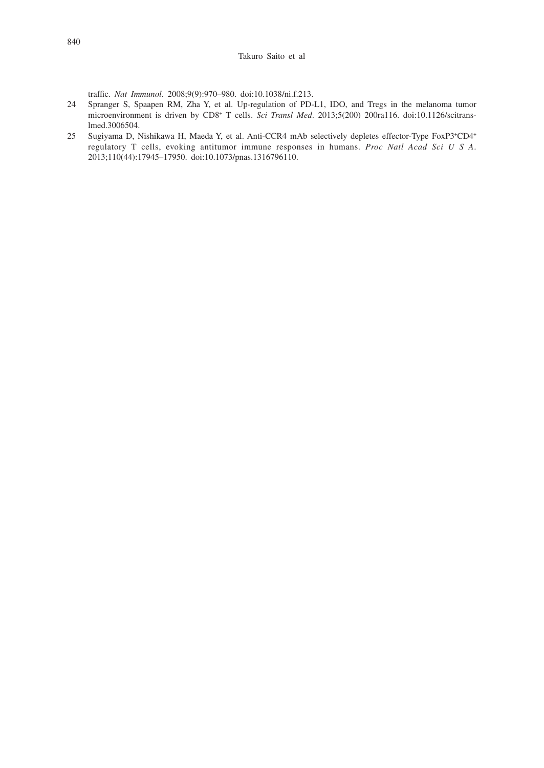traffic. *Nat Immunol*. 2008;9(9):970–980. doi:10.1038/ni.f.213.

24 Spranger S, Spaapen RM, Zha Y, et al. Up-regulation of PD-L1, IDO, and Tregs in the melanoma tumor microenvironment is driven by $CD8^+$ T cells. *Sci Transl Med*. 2013;5(200) 200ra116. doi:10.1126/scitranslmed.3006504.

25 Sugiyama D, Nishikawa H, Maeda Y, et al. Anti-CCR4 mAb selectively depletes effector-Type $FoxP3^+CD4^+$ regulatory T cells, evoking antitumor immune responses in humans. *Proc Natl Acad Sci U S A*. 2013;110(44):17945–17950. doi:10.1073/pnas.1316796110.